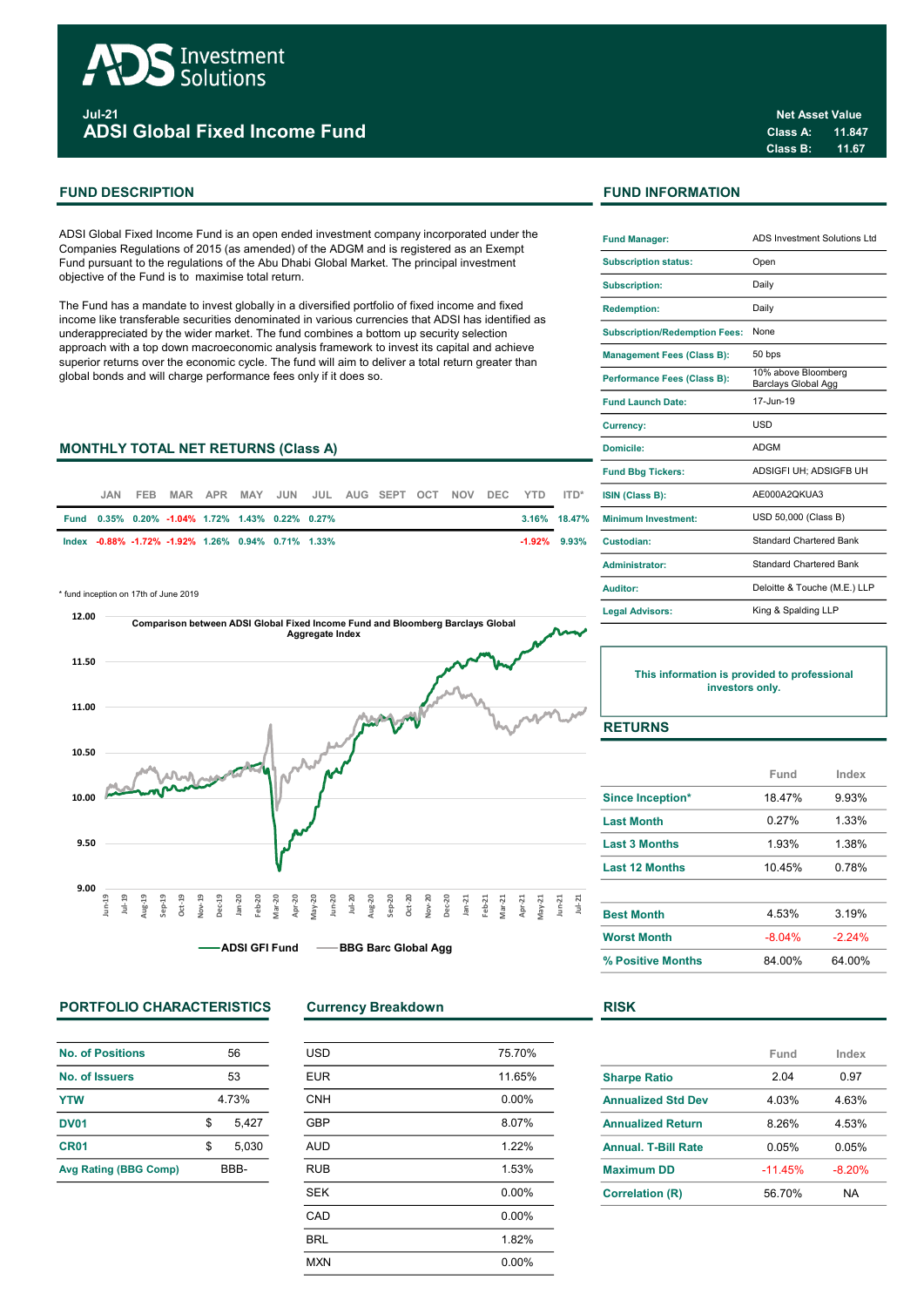# ADS Investment Solutions

**Jul-21**

## ADSI Global Fixed Income Fund

**Net Asset Value**
**Class A:** 11.847
**Class B:** 11.67

## FUND DESCRIPTION

ADSI Global Fixed Income Fund is an open ended investment company incorporated under the Companies Regulations of 2015 (as amended) of the ADGM and is registered as an Exempt Fund pursuant to the regulations of the Abu Dhabi Global Market. The principal investment objective of the Fund is to maximise total return.

The Fund has a mandate to invest globally in a diversified portfolio of fixed income and fixed income like transferable securities denominated in various currencies that ADSI has identified as underappreciated by the wider market. The fund combines a bottom up security selection approach with a top down macroeconomic analysis framework to invest its capital and achieve superior returns over the economic cycle. The fund will aim to deliver a total return greater than global bonds and will charge performance fees only if it does so.

## MONTHLY TOTAL NET RETURNS (Class A)

| | JAN | FEB | MAR | APR | MAY | JUN | JUL | AUG | SEPT | OCT | NOV | DEC | YTD | ITD* |
|---|---|---|---|---|---|---|---|---|---|---|---|---|---|---|
| Fund | 0.35% | 0.20% | -1.04% | 1.72% | 1.43% | 0.22% | 0.27% | | | | | | 3.16% | 18.47% |
| Index | -0.88% | -1.72% | -1.92% | 1.26% | 0.94% | 0.71% | 1.33% | | | | | | -1.92% | 9.93% |

\* fund inception on 17th of June 2019

Comparison between ADSI Global Fixed Income Fund and Bloomberg Barclays Global Aggregate Index

12.00
11.50
11.00
10.50
10.00
9.50
9.00

Jun-19 Jul-19 Aug-19 Sep-19 Oct-19 Nov-19 Dec-19 Jan-20 Feb-20 Mar-20 Apr-20 May-20 Jun-20 Jul-20 Aug-20 Sep-20 Oct-20 Nov-20 Dec-20 Jan-21 Feb-21 Mar-21 Apr-21 May-21 Jun-21 Jul-21

ADSI GFI Fund — BBG Barc Global Agg

## FUND INFORMATION

| | |
|---|---|
| Fund Manager: | ADS Investment Solutions Ltd |
| Subscription status: | Open |
| Subscription: | Daily |
| Redemption: | Daily |
| Subscription/Redemption Fees: | None |
| Management Fees (Class B): | 50 bps |
| Performance Fees (Class B): | 10% above Bloomberg Barclays Global Agg |
| Fund Launch Date: | 17-Jun-19 |
| Currency: | USD |
| Domicile: | ADGM |
| Fund Bbg Tickers: | ADSIGFI UH; ADSIGFB UH |
| ISIN (Class B): | AE000A2QKUA3 |
| Minimum Investment: | USD 50,000 (Class B) |
| Custodian: | Standard Chartered Bank |
| Administrator: | Standard Chartered Bank |
| Auditor: | Deloitte & Touche (M.E.) LLP |
| Legal Advisors: | King & Spalding LLP |

**This information is provided to professional investors only.**

## RETURNS

| | Fund | Index |
|---|---|---|
| Since Inception* | 18.47% | 9.93% |
| Last Month | 0.27% | 1.33% |
| Last 3 Months | 1.93% | 1.38% |
| Last 12 Months | 10.45% | 0.78% |
| Best Month | 4.53% | 3.19% |
| Worst Month | -8.04% | -2.24% |
| % Positive Months | 84.00% | 64.00% |

## PORTFOLIO CHARACTERISTICS

| | |
|---|---|
| No. of Positions | 56 |
| No. of Issuers | 53 |
| YTW | 4.73% |
| DV01 | $ 5,427 |
| CR01 | $ 5,030 |
| Avg Rating (BBG Comp) | BBB- |

## Currency Breakdown

| | |
|---|---|
| USD | 75.70% |
| EUR | 11.65% |
| CNH | 0.00% |
| GBP | 8.07% |
| AUD | 1.22% |
| RUB | 1.53% |
| SEK | 0.00% |
| CAD | 0.00% |
| BRL | 1.82% |
| MXN | 0.00% |

## RISK

| | Fund | Index |
|---|---|---|
| Sharpe Ratio | 2.04 | 0.97 |
| Annualized Std Dev | 4.03% | 4.63% |
| Annualized Return | 8.26% | 4.53% |
| Annual. T-Bill Rate | 0.05% | 0.05% |
| Maximum DD | -11.45% | -8.20% |
| Correlation (R) | 56.70% | NA |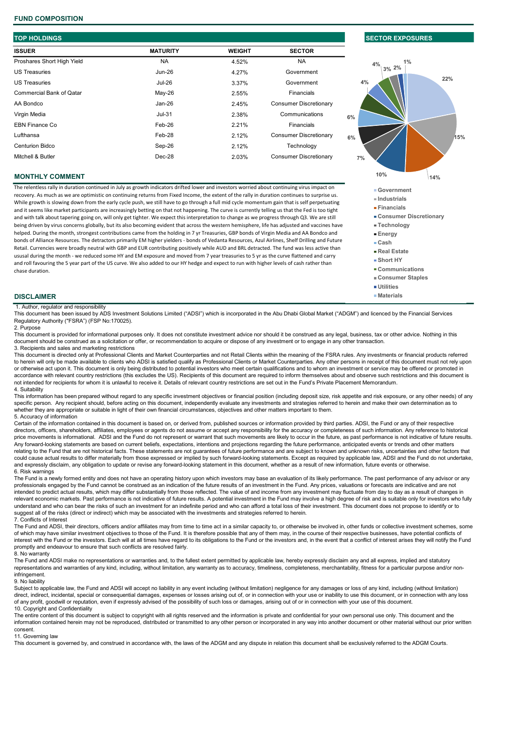## FUND COMPOSITION

### TOP HOLDINGS

| ISSUER | MATURITY | WEIGHT | SECTOR |
|---|---|---|---|
| Proshares Short High Yield | NA | 4.52% | NA |
| US Treasuries | Jun-26 | 4.27% | Government |
| US Treasuries | Jul-26 | 3.37% | Government |
| Commercial Bank of Qatar | May-26 | 2.55% | Financials |
| AA Bondco | Jan-26 | 2.45% | Consumer Discretionary |
| Virgin Media | Jul-31 | 2.38% | Communications |
| EBN Finance Co | Feb-26 | 2.21% | Financials |
| Lufthansa | Feb-28 | 2.12% | Consumer Discretionary |
| Centurion Bidco | Sep-26 | 2.12% | Technology |
| Mitchell & Butler | Dec-28 | 2.03% | Consumer Discretionary |

### SECTOR EXPOSURES

22%
15%
14%
10%
7%
6%
6%
4%
4%
3%
2%
1%

- Government
- Industrials
- Financials
- Consumer Discretionary
- Technology
- Energy
- Cash
- Real Estate
- Short HY
- Communications
- Consumer Staples
- Utilities
- Materials

## MONTHLY COMMENT

The relentless rally in duration continued in July as growth indicators drifted lower and investors worried about continuing virus impact on recovery. As much as we are optimistic on continuing returns from Fixed Income, the extent of the rally in duration continues to surprise us. While growth is slowing down from the early cycle push, we still have to go through a full mid cycle momentum gain that is self perpetuating and it seems like market participants are increasingly betting on that not happening. The curve is currently telling us that the Fed is too tight and with talk about tapering going on, will only get tighter. We expect this interpretation to change as we progress through Q3. We are still being driven by virus concerns globally, but its also becoming evident that across the western hemisphere, life has adjusted and vaccines have helped. During the month, strongest contributions came from the holding in 7 yr Treasuries, GBP bonds of Virgin Media and AA Bondco and bonds of Alliance Resources. The detractors primarily EM higher yielders - bonds of Vedanta Resources, Azul Airlines, Shelf Drilling and Future Retail. Currencies were broadly neutral with GBP and EUR contributing positively while AUD and BRL detracted. The fund was less active than ususal during the month - we reduced some HY and EM exposure and moved from 7 year treasuries to 5 yr as the curve flattened and carry and roll favouring the 5 year part of the US curve. We also added to our HY hedge and expect to run with higher levels of cash rather than chase duration.

## DISCLAIMER

1. Author, regulator and responsibility

This document has been issued by ADS Investment Solutions Limited ("ADSI") which is incorporated in the Abu Dhabi Global Market ("ADGM") and licenced by the Financial Services Regulatory Authority ("FSRA") (FSP No:170025).

2. Purpose

This document is provided for informational purposes only. It does not constitute investment advice nor should it be construed as any legal, business, tax or other advice. Nothing in this document should be construed as a solicitation or offer, or recommendation to acquire or dispose of any investment or to engage in any other transaction.

3. Recipients and sales and marketing restrictions

This document is directed only at Professional Clients and Market Counterparties and not Retail Clients within the meaning of the FSRA rules. Any investments or financial products referred to herein will only be made available to clients who ADSI is satisfied qualify as Professional Clients or Market Counterparties. Any other persons in receipt of this document must not rely upon or otherwise act upon it. This document is only being distributed to potential investors who meet certain qualifications and to whom an investment or service may be offered or promoted in accordance with relevant country restrictions (this excludes the US). Recipients of this document are required to inform themselves about and observe such restrictions and this document is not intended for recipients for whom it is unlawful to receive it. Details of relevant country restrictions are set out in the Fund's Private Placement Memorandum.

4. Suitability

This information has been prepared without regard to any specific investment objectives or financial position (including deposit size, risk appetite and risk exposure, or any other needs) of any specific person. Any recipient should, before acting on this document, independently evaluate any investments and strategies referred to herein and make their own determination as to whether they are appropriate or suitable in light of their own financial circumstances, objectives and other matters important to them.

5. Accuracy of information

Certain of the information contained in this document is based on, or derived from, published sources or information provided by third parties. ADSI, the Fund or any of their respective directors, officers, shareholders, affiliates, employees or agents do not assume or accept any responsibility for the accuracy or completeness of such information. Any reference to historical price movements is informational. ADSI and the Fund do not represent or warrant that such movements are likely to occur in the future, as past performance is not indicative of future results. Any forward-looking statements are based on current beliefs, expectations, intentions and projections regarding the future performance, anticipated events or trends and other matters relating to the Fund that are not historical facts. These statements are not guarantees of future performance and are subject to known and unknown risks, uncertainties and other factors that could cause actual results to differ materially from those expressed or implied by such forward-looking statements. Except as required by applicable law, ADSI and the Fund do not undertake, and expressly disclaim, any obligation to update or revise any forward-looking statement in this document, whether as a result of new information, future events or otherwise.

6. Risk warnings

The Fund is a newly formed entity and does not have an operating history upon which investors may base an evaluation of its likely performance. The past performance of any advisor or any professionals engaged by the Fund cannot be construed as an indication of the future results of an investment in the Fund. Any prices, valuations or forecasts are indicative and are not intended to predict actual results, which may differ substantially from those reflected. The value of and income from any investment may fluctuate from day to day as a result of changes in relevant economic markets. Past performance is not indicative of future results. A potential investment in the Fund may involve a high degree of risk and is suitable only for investors who fully understand and who can bear the risks of such an investment for an indefinite period and who can afford a total loss of their investment. This document does not propose to identify or to suggest all of the risks (direct or indirect) which may be associated with the investments and strategies referred to herein.

7. Conflicts of Interest

The Fund and ADSI, their directors, officers and/or affiliates may from time to time act in a similar capacity to, or otherwise be involved in, other funds or collective investment schemes, some of which may have similar investment objectives to those of the Fund. It is therefore possible that any of them may, in the course of their respective businesses, have potential conflicts of interest with the Fund or the investors. Each will at all times have regard to its obligations to the Fund or the investors and, in the event that a conflict of interest arises they will notify the Fund promptly and endeavour to ensure that such conflicts are resolved fairly.

8. No warranty

The Fund and ADSI make no representations or warranties and, to the fullest extent permitted by applicable law, hereby expressly disclaim any and all express, implied and statutory representations and warranties of any kind, including, without limitation, any warranty as to accuracy, timeliness, completeness, merchantability, fitness for a particular purpose and/or non-infringement.

9. No liability

Subject to applicable law, the Fund and ADSI will accept no liability in any event including (without limitation) negligence for any damages or loss of any kind, including (without limitation) direct, indirect, incidental, special or consequential damages, expenses or losses arising out of, or in connection with your use or inability to use this document, or in connection with any loss of any profit, goodwill or reputation, even if expressly advised of the possibility of such loss or damages, arising out of or in connection with your use of this document.

10. Copyright and Confidentiality

The entire content of this document is subject to copyright with all rights reserved and the information is private and confidential for your own personal use only. This document and the information contained herein may not be reproduced, distributed or transmitted to any other person or incorporated in any way into another document or other material without our prior written consent.

11. Governing law

This document is governed by, and construed in accordance with, the laws of the ADGM and any dispute in relation this document shall be exclusively referred to the ADGM Courts.